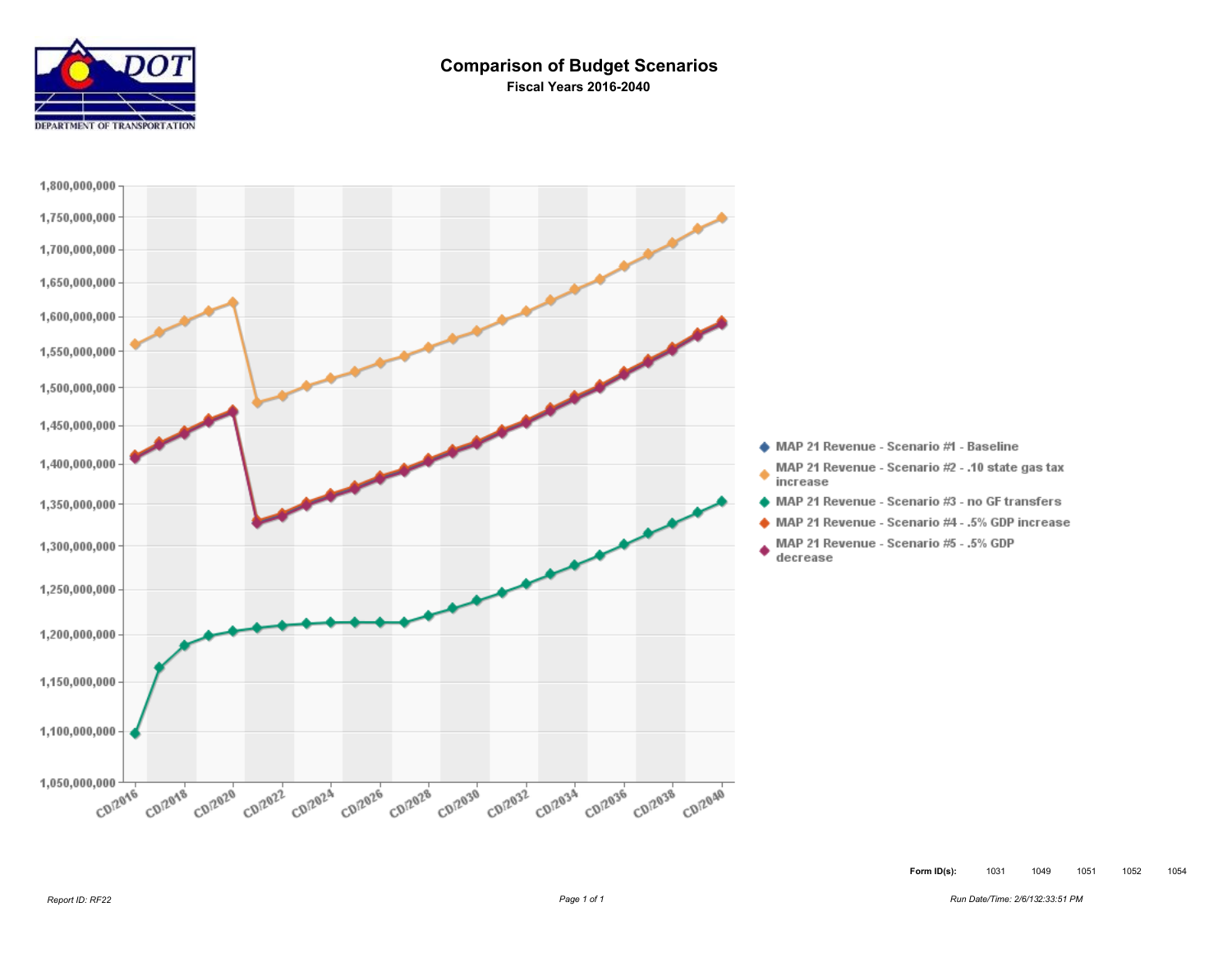# Comparison of Budget Scenarios

**Fiscal Years 2016-2040**

DEPARTMENT OF TRANSPORTATION

- MAP 21 Revenue - Scenario #1 - Baseline
- MAP 21 Revenue - Scenario #2 - .10 state gas tax increase
- MAP 21 Revenue - Scenario #3 - no GF transfers
- MAP 21 Revenue - Scenario #4 - .5% GDP increase
- MAP 21 Revenue - Scenario #5 - .5% GDP decrease

**Form ID(s):** 1031 1049 1051 1052 1054

*Report ID: RF22*

*Run Date/Time: 2/6/132:33:51 PM*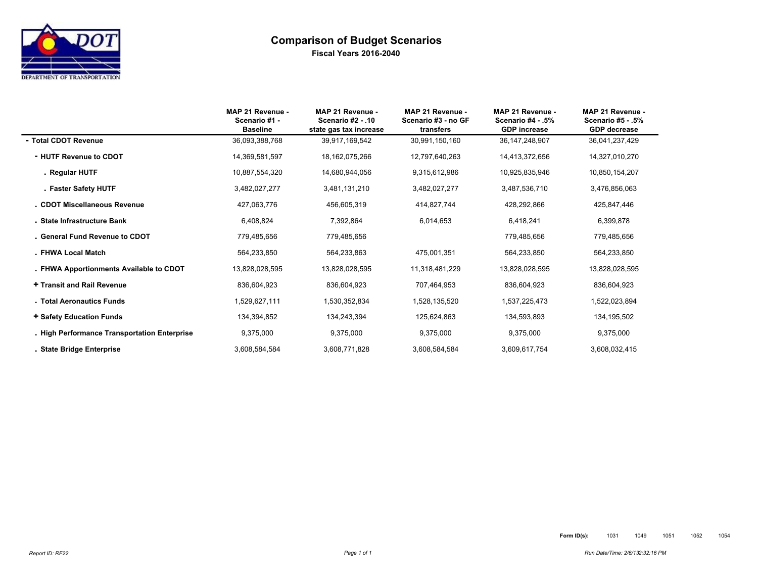# Comparison of Budget Scenarios

**Fiscal Years 2016-2040**

| | MAP 21 Revenue - Scenario #1 - Baseline | MAP 21 Revenue - Scenario #2 - .10 state gas tax increase | MAP 21 Revenue - Scenario #3 - no GF transfers | MAP 21 Revenue - Scenario #4 - .5% GDP increase | MAP 21 Revenue - Scenario #5 - .5% GDP decrease |
|---|---|---|---|---|---|
| **- Total CDOT Revenue** | 36,093,388,768 | 39,917,169,542 | 30,991,150,160 | 36,147,248,907 | 36,041,237,429 |
| **- HUTF Revenue to CDOT** | 14,369,581,597 | 18,162,075,266 | 12,797,640,263 | 14,413,372,656 | 14,327,010,270 |
| **. Regular HUTF** | 10,887,554,320 | 14,680,944,056 | 9,315,612,986 | 10,925,835,946 | 10,850,154,207 |
| **. Faster Safety HUTF** | 3,482,027,277 | 3,481,131,210 | 3,482,027,277 | 3,487,536,710 | 3,476,856,063 |
| **. CDOT Miscellaneous Revenue** | 427,063,776 | 456,605,319 | 414,827,744 | 428,292,866 | 425,847,446 |
| **. State Infrastructure Bank** | 6,408,824 | 7,392,864 | 6,014,653 | 6,418,241 | 6,399,878 |
| **. General Fund Revenue to CDOT** | 779,485,656 | 779,485,656 | | 779,485,656 | 779,485,656 |
| **. FHWA Local Match** | 564,233,850 | 564,233,863 | 475,001,351 | 564,233,850 | 564,233,850 |
| **. FHWA Apportionments Available to CDOT** | 13,828,028,595 | 13,828,028,595 | 11,318,481,229 | 13,828,028,595 | 13,828,028,595 |
| **+ Transit and Rail Revenue** | 836,604,923 | 836,604,923 | 707,464,953 | 836,604,923 | 836,604,923 |
| **. Total Aeronautics Funds** | 1,529,627,111 | 1,530,352,834 | 1,528,135,520 | 1,537,225,473 | 1,522,023,894 |
| **+ Safety Education Funds** | 134,394,852 | 134,243,394 | 125,624,863 | 134,593,893 | 134,195,502 |
| **. High Performance Transportation Enterprise** | 9,375,000 | 9,375,000 | 9,375,000 | 9,375,000 | 9,375,000 |
| **. State Bridge Enterprise** | 3,608,584,584 | 3,608,771,828 | 3,608,584,584 | 3,609,617,754 | 3,608,032,415 |

**Form ID(s):** 1031 1049 1051 1052 1054

*Report ID: RF22*

*Run Date/Time: 2/6/132:32:16 PM*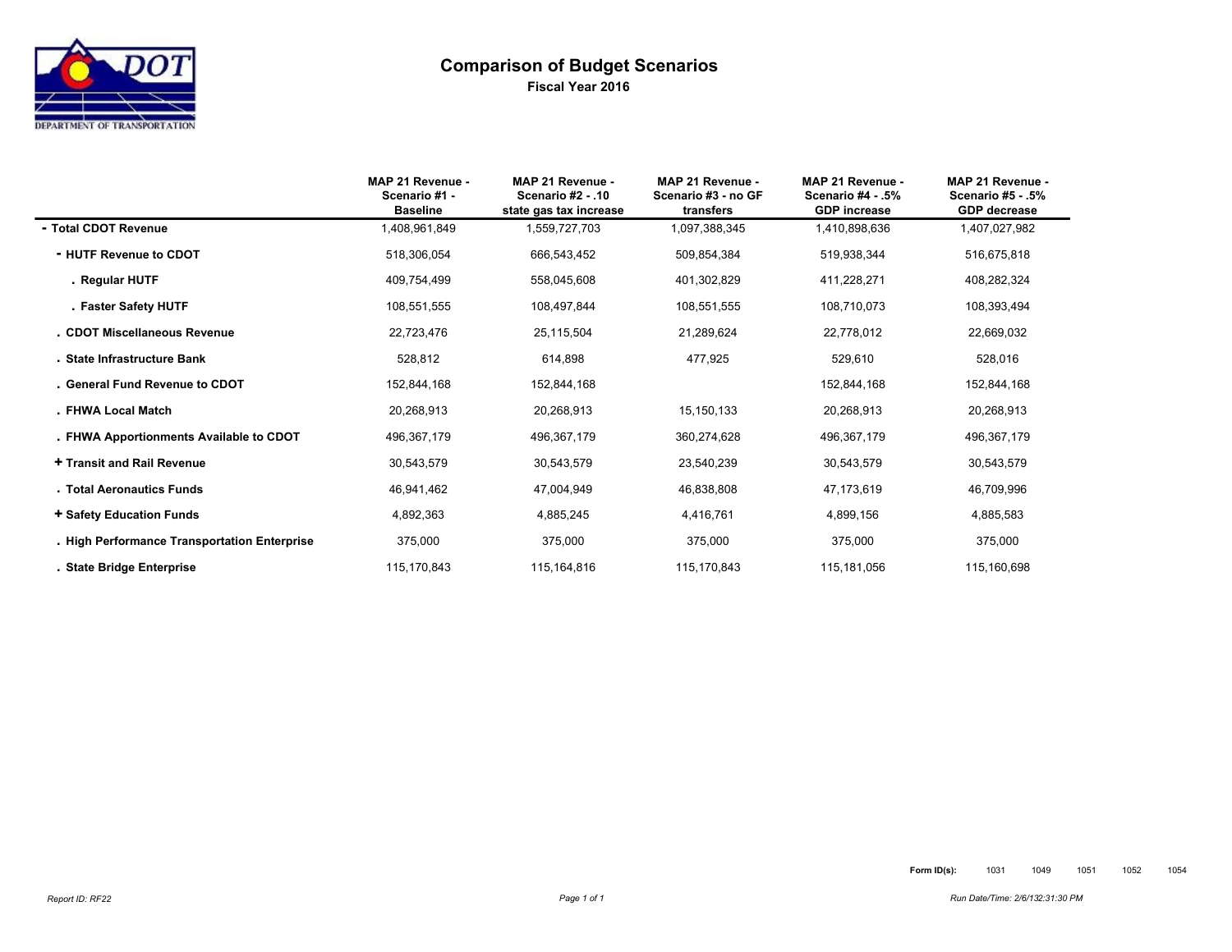# Comparison of Budget Scenarios

**Fiscal Year 2016**

| | MAP 21 Revenue - Scenario #1 - Baseline | MAP 21 Revenue - Scenario #2 - .10 state gas tax increase | MAP 21 Revenue - Scenario #3 - no GF transfers | MAP 21 Revenue - Scenario #4 - .5% GDP increase | MAP 21 Revenue - Scenario #5 - .5% GDP decrease |
|---|---|---|---|---|---|
| - Total CDOT Revenue | 1,408,961,849 | 1,559,727,703 | 1,097,388,345 | 1,410,898,636 | 1,407,027,982 |
| - HUTF Revenue to CDOT | 518,306,054 | 666,543,452 | 509,854,384 | 519,938,344 | 516,675,818 |
| . Regular HUTF | 409,754,499 | 558,045,608 | 401,302,829 | 411,228,271 | 408,282,324 |
| . Faster Safety HUTF | 108,551,555 | 108,497,844 | 108,551,555 | 108,710,073 | 108,393,494 |
| . CDOT Miscellaneous Revenue | 22,723,476 | 25,115,504 | 21,289,624 | 22,778,012 | 22,669,032 |
| . State Infrastructure Bank | 528,812 | 614,898 | 477,925 | 529,610 | 528,016 |
| . General Fund Revenue to CDOT | 152,844,168 | 152,844,168 | | 152,844,168 | 152,844,168 |
| . FHWA Local Match | 20,268,913 | 20,268,913 | 15,150,133 | 20,268,913 | 20,268,913 |
| . FHWA Apportionments Available to CDOT | 496,367,179 | 496,367,179 | 360,274,628 | 496,367,179 | 496,367,179 |
| + Transit and Rail Revenue | 30,543,579 | 30,543,579 | 23,540,239 | 30,543,579 | 30,543,579 |
| . Total Aeronautics Funds | 46,941,462 | 47,004,949 | 46,838,808 | 47,173,619 | 46,709,996 |
| + Safety Education Funds | 4,892,363 | 4,885,245 | 4,416,761 | 4,899,156 | 4,885,583 |
| . High Performance Transportation Enterprise | 375,000 | 375,000 | 375,000 | 375,000 | 375,000 |
| . State Bridge Enterprise | 115,170,843 | 115,164,816 | 115,170,843 | 115,181,056 | 115,160,698 |

**Form ID(s):** 1031 1049 1051 1052 1054

*Report ID: RF22*

*Run Date/Time: 2/6/132:31:30 PM*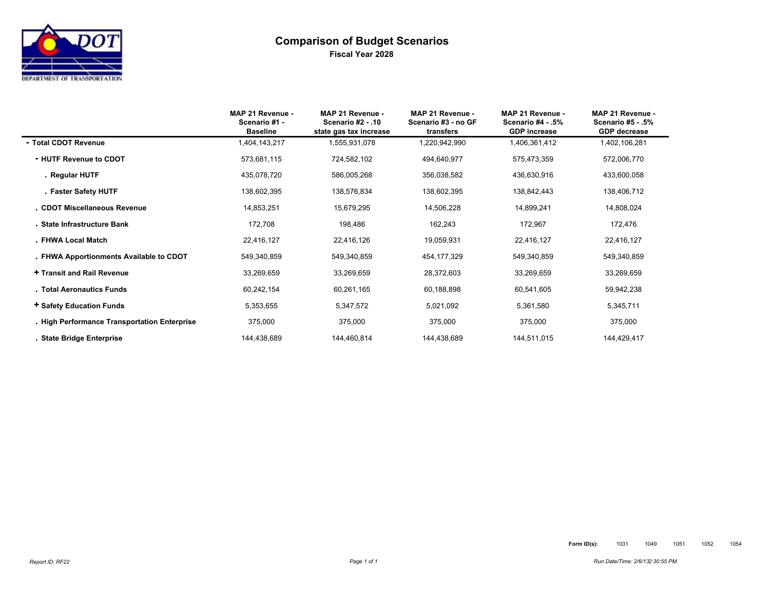# Comparison of Budget Scenarios

**Fiscal Year 2028**

| | MAP 21 Revenue - Scenario #1 - Baseline | MAP 21 Revenue - Scenario #2 - .10 state gas tax increase | MAP 21 Revenue - Scenario #3 - no GF transfers | MAP 21 Revenue - Scenario #4 - .5% GDP increase | MAP 21 Revenue - Scenario #5 - .5% GDP decrease |
|---|---|---|---|---|---|
| **- Total CDOT Revenue** | 1,404,143,217 | 1,555,931,078 | 1,220,942,990 | 1,406,361,412 | 1,402,106,281 |
| **- HUTF Revenue to CDOT** | 573,681,115 | 724,582,102 | 494,640,977 | 575,473,359 | 572,006,770 |
| **. Regular HUTF** | 435,078,720 | 586,005,268 | 356,038,582 | 436,630,916 | 433,600,058 |
| **. Faster Safety HUTF** | 138,602,395 | 138,576,834 | 138,602,395 | 138,842,443 | 138,406,712 |
| **. CDOT Miscellaneous Revenue** | 14,853,251 | 15,679,295 | 14,506,228 | 14,899,241 | 14,808,024 |
| **. State Infrastructure Bank** | 172,708 | 198,486 | 162,243 | 172,967 | 172,476 |
| **. FHWA Local Match** | 22,416,127 | 22,416,126 | 19,059,931 | 22,416,127 | 22,416,127 |
| **. FHWA Apportionments Available to CDOT** | 549,340,859 | 549,340,859 | 454,177,329 | 549,340,859 | 549,340,859 |
| **+ Transit and Rail Revenue** | 33,269,659 | 33,269,659 | 28,372,603 | 33,269,659 | 33,269,659 |
| **. Total Aeronautics Funds** | 60,242,154 | 60,261,165 | 60,188,898 | 60,541,605 | 59,942,238 |
| **+ Safety Education Funds** | 5,353,655 | 5,347,572 | 5,021,092 | 5,361,580 | 5,345,711 |
| **. High Performance Transportation Enterprise** | 375,000 | 375,000 | 375,000 | 375,000 | 375,000 |
| **. State Bridge Enterprise** | 144,438,689 | 144,460,814 | 144,438,689 | 144,511,015 | 144,429,417 |

**Form ID(s):** 1031 1049 1051 1052 1054

*Report ID: RF22*

*Run Date/Time: 2/6/132:30:55 PM*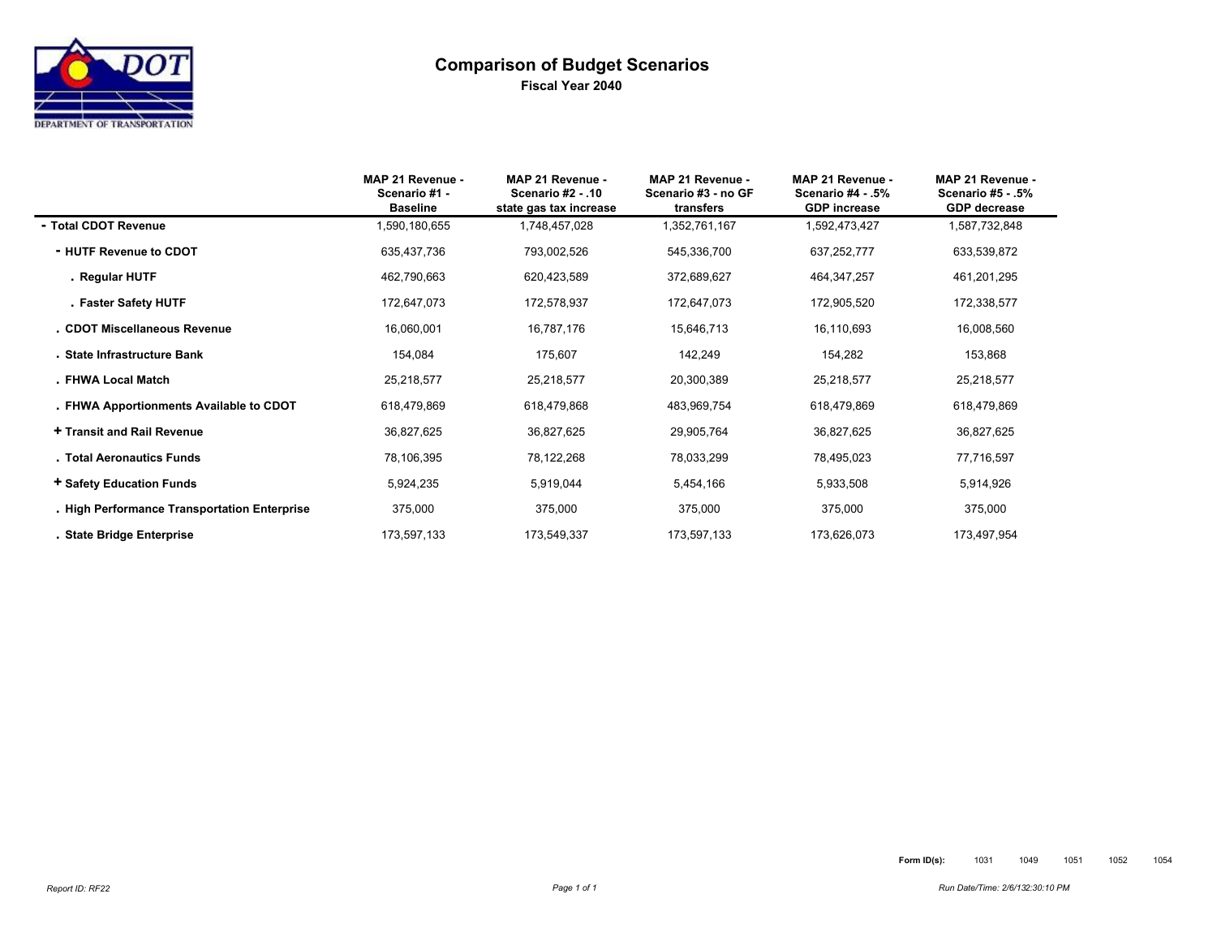# Comparison of Budget Scenarios

**Fiscal Year 2040**

| | MAP 21 Revenue - Scenario #1 - Baseline | MAP 21 Revenue - Scenario #2 - .10 state gas tax increase | MAP 21 Revenue - Scenario #3 - no GF transfers | MAP 21 Revenue - Scenario #4 - .5% GDP increase | MAP 21 Revenue - Scenario #5 - .5% GDP decrease |
|---|---|---|---|---|---|
| **- Total CDOT Revenue** | 1,590,180,655 | 1,748,457,028 | 1,352,761,167 | 1,592,473,427 | 1,587,732,848 |
| **- HUTF Revenue to CDOT** | 635,437,736 | 793,002,526 | 545,336,700 | 637,252,777 | 633,539,872 |
| **. Regular HUTF** | 462,790,663 | 620,423,589 | 372,689,627 | 464,347,257 | 461,201,295 |
| **. Faster Safety HUTF** | 172,647,073 | 172,578,937 | 172,647,073 | 172,905,520 | 172,338,577 |
| **. CDOT Miscellaneous Revenue** | 16,060,001 | 16,787,176 | 15,646,713 | 16,110,693 | 16,008,560 |
| **. State Infrastructure Bank** | 154,084 | 175,607 | 142,249 | 154,282 | 153,868 |
| **. FHWA Local Match** | 25,218,577 | 25,218,577 | 20,300,389 | 25,218,577 | 25,218,577 |
| **. FHWA Apportionments Available to CDOT** | 618,479,869 | 618,479,868 | 483,969,754 | 618,479,869 | 618,479,869 |
| **+ Transit and Rail Revenue** | 36,827,625 | 36,827,625 | 29,905,764 | 36,827,625 | 36,827,625 |
| **. Total Aeronautics Funds** | 78,106,395 | 78,122,268 | 78,033,299 | 78,495,023 | 77,716,597 |
| **+ Safety Education Funds** | 5,924,235 | 5,919,044 | 5,454,166 | 5,933,508 | 5,914,926 |
| **. High Performance Transportation Enterprise** | 375,000 | 375,000 | 375,000 | 375,000 | 375,000 |
| **. State Bridge Enterprise** | 173,597,133 | 173,549,337 | 173,597,133 | 173,626,073 | 173,497,954 |

**Form ID(s):** 1031 1049 1051 1052 1054

*Report ID: RF22*

*Run Date/Time: 2/6/132:30:10 PM*